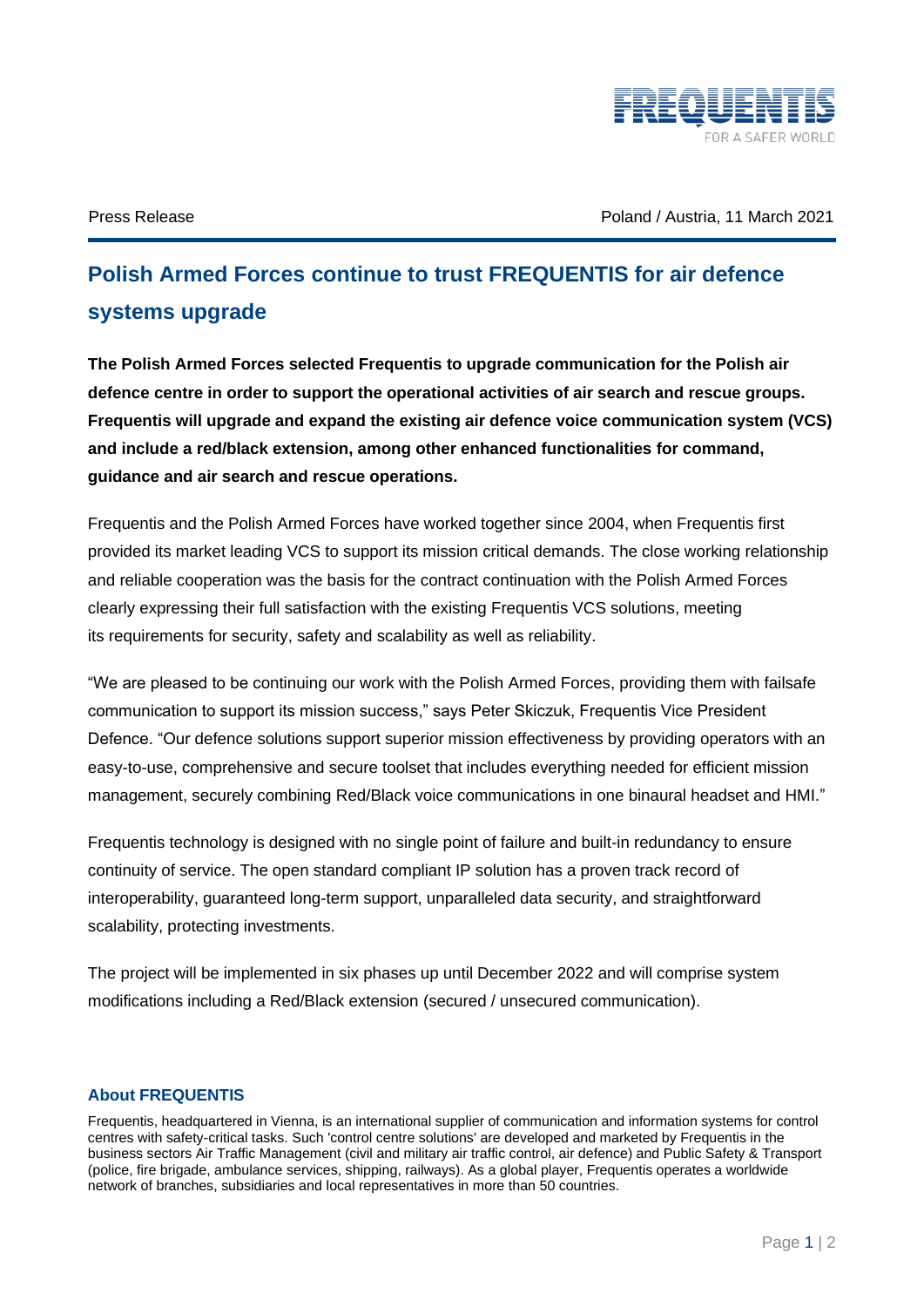Press Release

Poland / Austria, 11 March 2021

# Polish Armed Forces continue to trust FREQUENTIS for air defence systems upgrade

**The Polish Armed Forces selected Frequentis to upgrade communication for the Polish air defence centre in order to support the operational activities of air search and rescue groups. Frequentis will upgrade and expand the existing air defence voice communication system (VCS) and include a red/black extension, among other enhanced functionalities for command, guidance and air search and rescue operations.**

Frequentis and the Polish Armed Forces have worked together since 2004, when Frequentis first provided its market leading VCS to support its mission critical demands. The close working relationship and reliable cooperation was the basis for the contract continuation with the Polish Armed Forces clearly expressing their full satisfaction with the existing Frequentis VCS solutions, meeting its requirements for security, safety and scalability as well as reliability.

"We are pleased to be continuing our work with the Polish Armed Forces, providing them with failsafe communication to support its mission success," says Peter Skiczuk, Frequentis Vice President Defence. "Our defence solutions support superior mission effectiveness by providing operators with an easy-to-use, comprehensive and secure toolset that includes everything needed for efficient mission management, securely combining Red/Black voice communications in one binaural headset and HMI."

Frequentis technology is designed with no single point of failure and built-in redundancy to ensure continuity of service. The open standard compliant IP solution has a proven track record of interoperability, guaranteed long-term support, unparalleled data security, and straightforward scalability, protecting investments.

The project will be implemented in six phases up until December 2022 and will comprise system modifications including a Red/Black extension (secured / unsecured communication).

### About FREQUENTIS

Frequentis, headquartered in Vienna, is an international supplier of communication and information systems for control centres with safety-critical tasks. Such 'control centre solutions' are developed and marketed by Frequentis in the business sectors Air Traffic Management (civil and military air traffic control, air defence) and Public Safety & Transport (police, fire brigade, ambulance services, shipping, railways). As a global player, Frequentis operates a worldwide network of branches, subsidiaries and local representatives in more than 50 countries.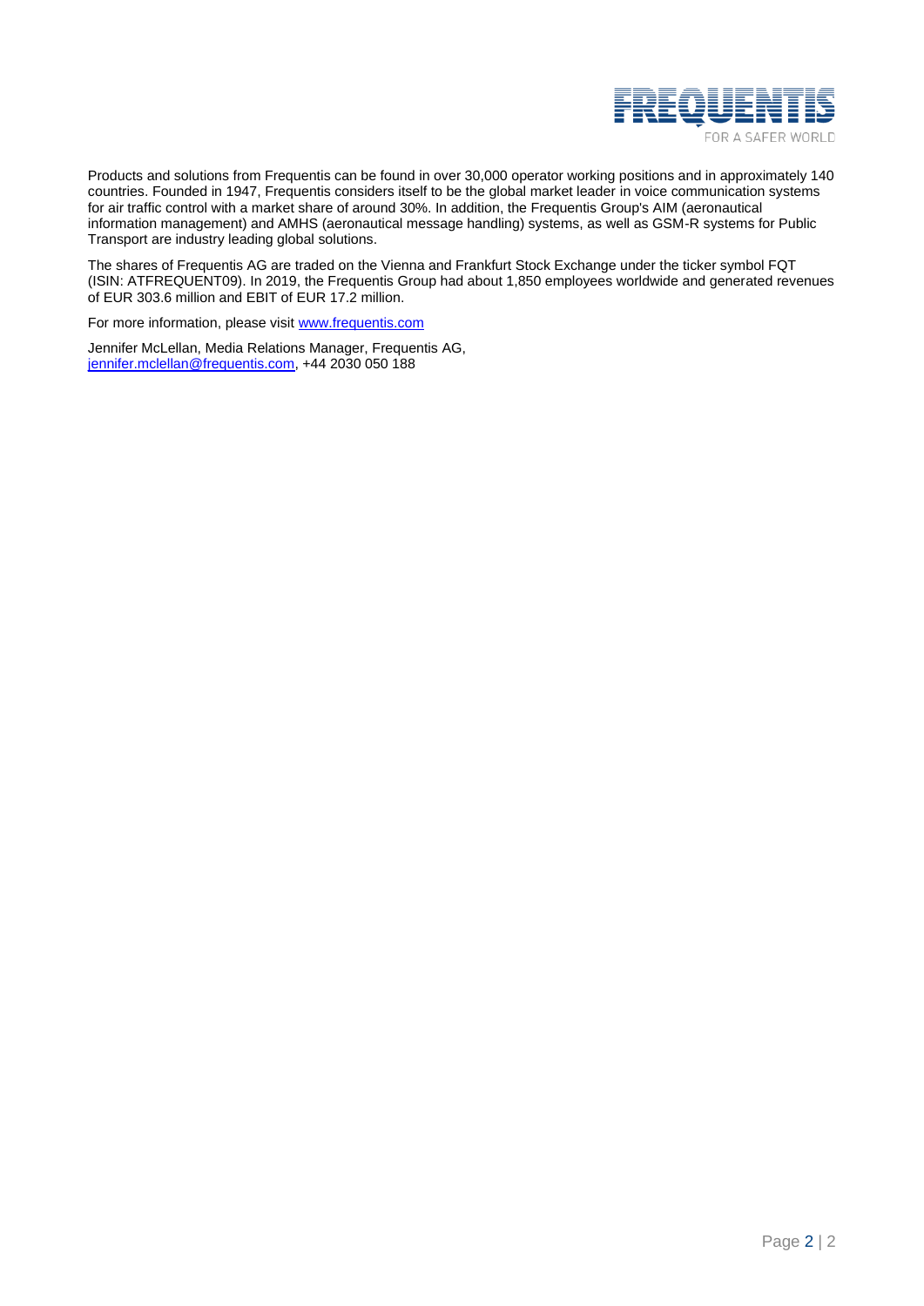Products and solutions from Frequentis can be found in over 30,000 operator working positions and in approximately 140 countries. Founded in 1947, Frequentis considers itself to be the global market leader in voice communication systems for air traffic control with a market share of around 30%. In addition, the Frequentis Group's AIM (aeronautical information management) and AMHS (aeronautical message handling) systems, as well as GSM-R systems for Public Transport are industry leading global solutions.

The shares of Frequentis AG are traded on the Vienna and Frankfurt Stock Exchange under the ticker symbol FQT (ISIN: ATFREQUENT09). In 2019, the Frequentis Group had about 1,850 employees worldwide and generated revenues of EUR 303.6 million and EBIT of EUR 17.2 million.

For more information, please visit [www.frequentis.com](http://www.frequentis.com)

Jennifer McLellan, Media Relations Manager, Frequentis AG,
[jennifer.mclellan@frequentis.com](mailto:jennifer.mclellan@frequentis.com), +44 2030 050 188